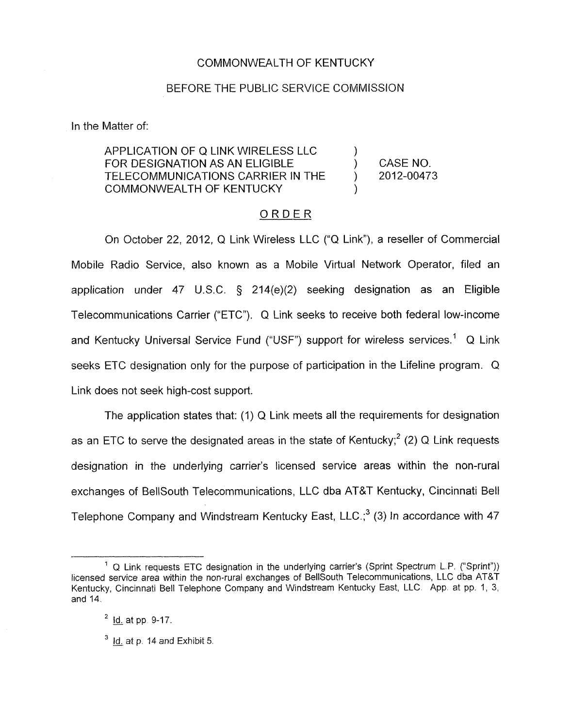COMMONWEALTH OF KENTUCKY

BEFORE THE PUBLIC SERVICE COMMISSION

In the Matter of:

| | | |
|---|---|---|
| APPLICATION OF Q LINK WIRELESS LLC FOR DESIGNATION AS AN ELIGIBLE TELECOMMUNICATIONS CARRIER IN THE COMMONWEALTH OF KENTUCKY | ) ) ) ) | CASE NO. 2012-00473 |

## ORDER

On October 22, 2012, Q Link Wireless LLC ("Q Link"), a reseller of Commercial Mobile Radio Service, also known as a Mobile Virtual Network Operator, filed an application under 47 U.S.C. § 214(e)(2) seeking designation as an Eligible Telecommunications Carrier ("ETC"). Q Link seeks to receive both federal low-income and Kentucky Universal Service Fund ("USF") support for wireless services.[1] Q Link seeks ETC designation only for the purpose of participation in the Lifeline program. Q Link does not seek high-cost support.

The application states that: (1) Q Link meets all the requirements for designation as an ETC to serve the designated areas in the state of Kentucky;[2] (2) Q Link requests designation in the underlying carrier's licensed service areas within the non-rural exchanges of BellSouth Telecommunications, LLC dba AT&T Kentucky, Cincinnati Bell Telephone Company and Windstream Kentucky East, LLC.;[3] (3) In accordance with 47

---

[1] Q Link requests ETC designation in the underlying carrier's (Sprint Spectrum L.P. ("Sprint")) licensed service area within the non-rural exchanges of BellSouth Telecommunications, LLC dba AT&T Kentucky, Cincinnati Bell Telephone Company and Windstream Kentucky East, LLC. App. at pp. 1, 3, and 14.

[2] Id. at pp. 9-17.

[3] Id. at p. 14 and Exhibit 5.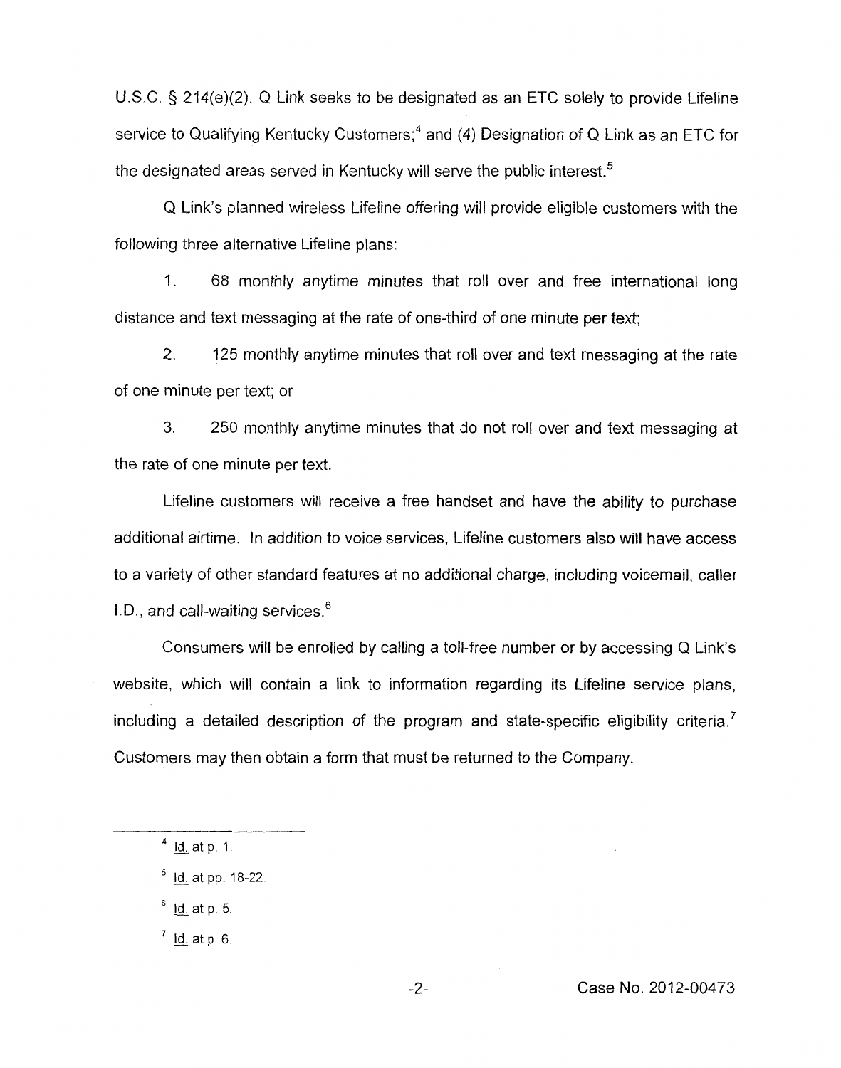U.S.C. § 214(e)(2), Q Link seeks to be designated as an ETC solely to provide Lifeline service to Qualifying Kentucky Customers;[4] and (4) Designation of Q Link as an ETC for the designated areas served in Kentucky will serve the public interest.[5]

Q Link's planned wireless Lifeline offering will provide eligible customers with the following three alternative Lifeline plans:

1. 68 monthly anytime minutes that roll over and free international long distance and text messaging at the rate of one-third of one minute per text;

2. 125 monthly anytime minutes that roll over and text messaging at the rate of one minute per text; or

3. 250 monthly anytime minutes that do not roll over and text messaging at the rate of one minute per text.

Lifeline customers will receive a free handset and have the ability to purchase additional airtime. In addition to voice services, Lifeline customers also will have access to a variety of other standard features at no additional charge, including voicemail, caller I.D., and call-waiting services.[6]

Consumers will be enrolled by calling a toll-free number or by accessing Q Link's website, which will contain a link to information regarding its Lifeline service plans, including a detailed description of the program and state-specific eligibility criteria.[7] Customers may then obtain a form that must be returned to the Company.

---

[4] Id. at p. 1.

[5] Id. at pp. 18-22.

[6] Id. at p. 5.

[7] Id. at p. 6.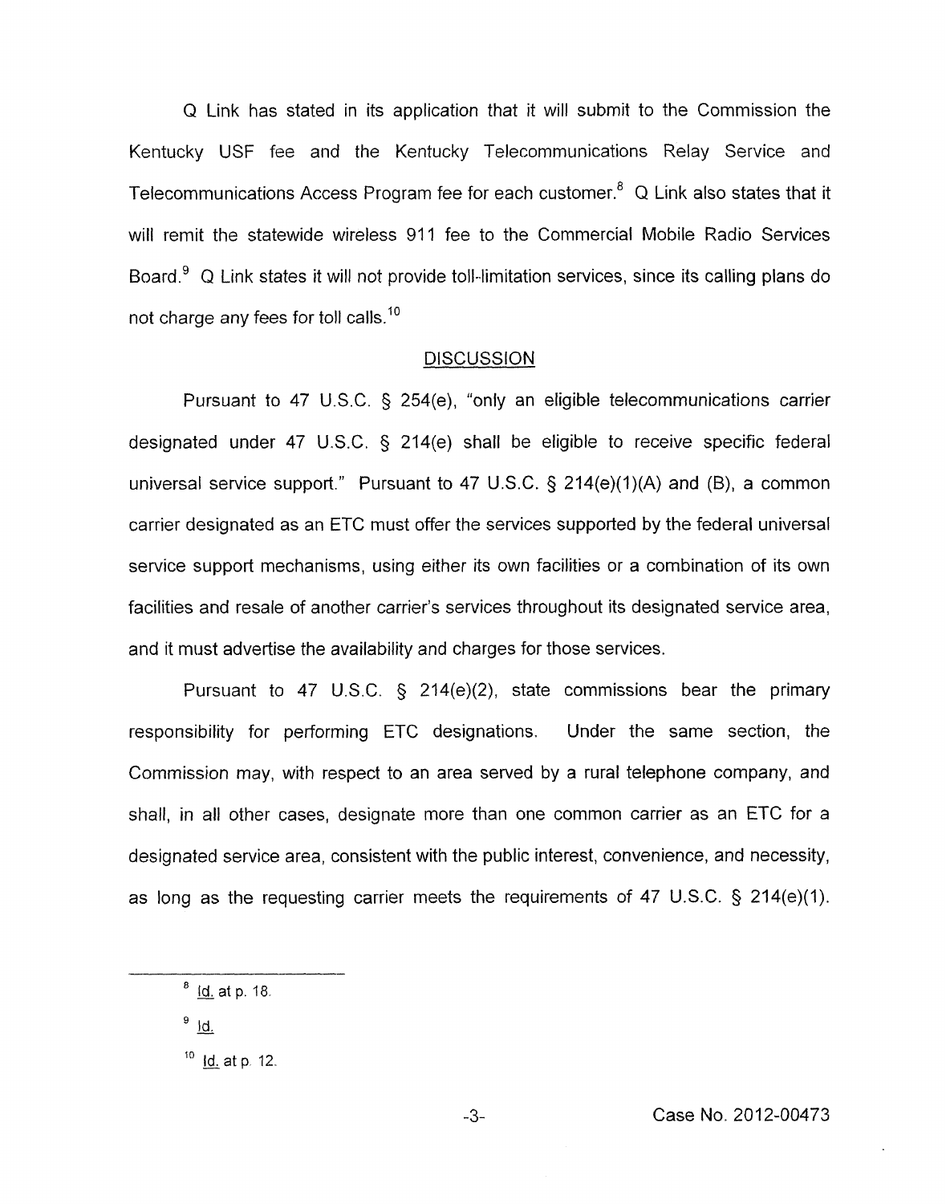Q Link has stated in its application that it will submit to the Commission the Kentucky USF fee and the Kentucky Telecommunications Relay Service and Telecommunications Access Program fee for each customer.[8] Q Link also states that it will remit the statewide wireless 911 fee to the Commercial Mobile Radio Services Board.[9] Q Link states it will not provide toll-limitation services, since its calling plans do not charge any fees for toll calls.[10]

## DISCUSSION

Pursuant to 47 U.S.C. § 254(e), "only an eligible telecommunications carrier designated under 47 U.S.C. § 214(e) shall be eligible to receive specific federal universal service support." Pursuant to 47 U.S.C. § 214(e)(1)(A) and (B), a common carrier designated as an ETC must offer the services supported by the federal universal service support mechanisms, using either its own facilities or a combination of its own facilities and resale of another carrier's services throughout its designated service area, and it must advertise the availability and charges for those services.

Pursuant to 47 U.S.C. § 214(e)(2), state commissions bear the primary responsibility for performing ETC designations. Under the same section, the Commission may, with respect to an area served by a rural telephone company, and shall, in all other cases, designate more than one common carrier as an ETC for a designated service area, consistent with the public interest, convenience, and necessity, as long as the requesting carrier meets the requirements of 47 U.S.C. § 214(e)(1).

---

[8] Id. at p. 18.

[9] Id.

[10] Id. at p. 12.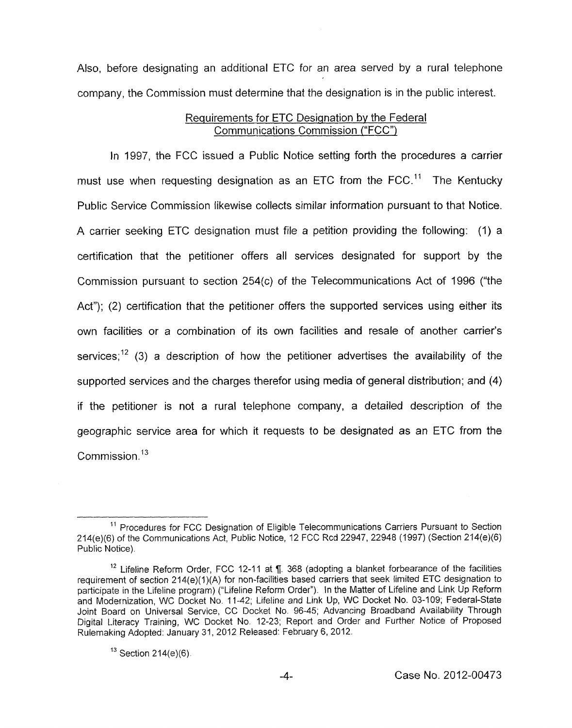Also, before designating an additional ETC for an area served by a rural telephone company, the Commission must determine that the designation is in the public interest.

## Requirements for ETC Designation by the Federal Communications Commission ("FCC")

In 1997, the FCC issued a Public Notice setting forth the procedures a carrier must use when requesting designation as an ETC from the FCC.[11] The Kentucky Public Service Commission likewise collects similar information pursuant to that Notice. A carrier seeking ETC designation must file a petition providing the following: (1) a certification that the petitioner offers all services designated for support by the Commission pursuant to section 254(c) of the Telecommunications Act of 1996 ("the Act"); (2) certification that the petitioner offers the supported services using either its own facilities or a combination of its own facilities and resale of another carrier's services;[12] (3) a description of how the petitioner advertises the availability of the supported services and the charges therefor using media of general distribution; and (4) if the petitioner is not a rural telephone company, a detailed description of the geographic service area for which it requests to be designated as an ETC from the Commission.[13]

---

[11] Procedures for FCC Designation of Eligible Telecommunications Carriers Pursuant to Section 214(e)(6) of the Communications Act, Public Notice, 12 FCC Rcd 22947, 22948 (1997) (Section 214(e)(6) Public Notice).

[12] Lifeline Reform Order, FCC 12-11 at ¶. 368 (adopting a blanket forbearance of the facilities requirement of section 214(e)(1)(A) for non-facilities based carriers that seek limited ETC designation to participate in the Lifeline program) ("Lifeline Reform Order"). In the Matter of Lifeline and Link Up Reform and Modernization, WC Docket No. 11-42; Lifeline and Link Up, WC Docket No. 03-109; Federal-State Joint Board on Universal Service, CC Docket No. 96-45; Advancing Broadband Availability Through Digital Literacy Training, WC Docket No. 12-23; Report and Order and Further Notice of Proposed Rulemaking Adopted: January 31, 2012 Released: February 6, 2012.

[13] Section 214(e)(6).

Case No. 2012-00473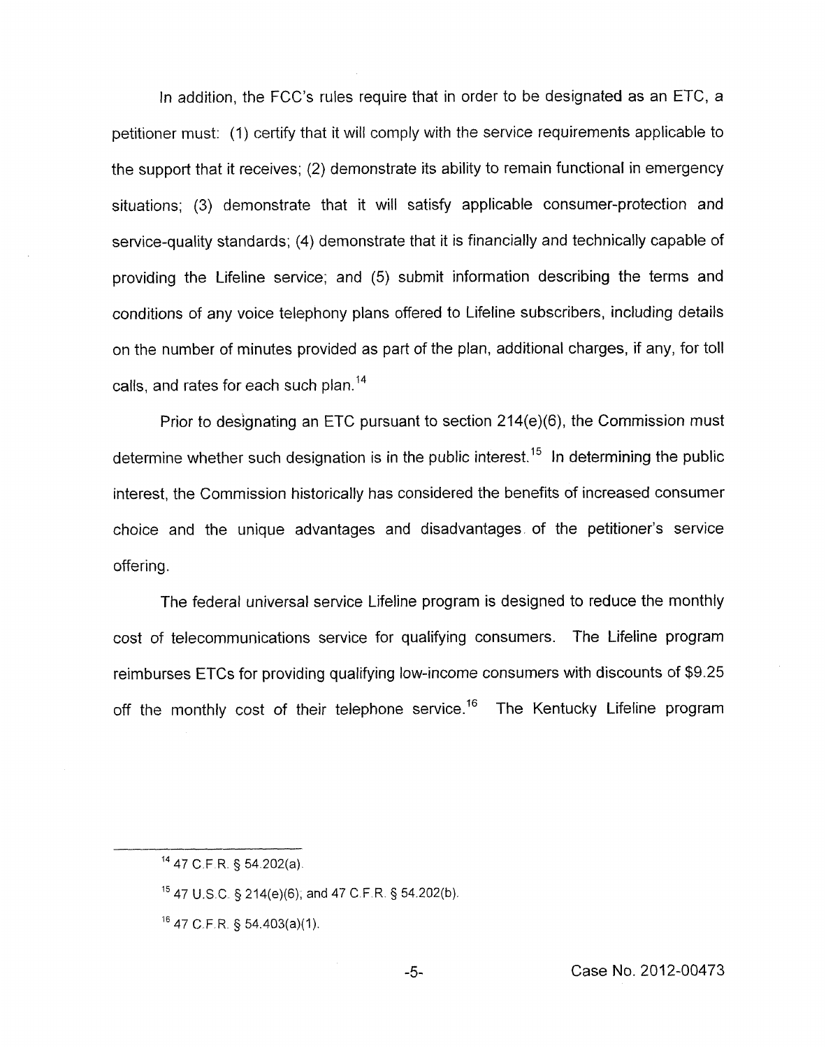In addition, the FCC's rules require that in order to be designated as an ETC, a petitioner must: (1) certify that it will comply with the service requirements applicable to the support that it receives; (2) demonstrate its ability to remain functional in emergency situations; (3) demonstrate that it will satisfy applicable consumer-protection and service-quality standards; (4) demonstrate that it is financially and technically capable of providing the Lifeline service; and (5) submit information describing the terms and conditions of any voice telephony plans offered to Lifeline subscribers, including details on the number of minutes provided as part of the plan, additional charges, if any, for toll calls, and rates for each such plan.[14]

Prior to designating an ETC pursuant to section 214(e)(6), the Commission must determine whether such designation is in the public interest.[15] In determining the public interest, the Commission historically has considered the benefits of increased consumer choice and the unique advantages and disadvantages of the petitioner's service offering.

The federal universal service Lifeline program is designed to reduce the monthly cost of telecommunications service for qualifying consumers. The Lifeline program reimburses ETCs for providing qualifying low-income consumers with discounts of $9.25 off the monthly cost of their telephone service.[16] The Kentucky Lifeline program

---

[14] 47 C.F.R. § 54.202(a).

[15] 47 U.S.C. § 214(e)(6); and 47 C.F.R. § 54.202(b).

[16] 47 C.F.R. § 54.403(a)(1).

Case No. 2012-00473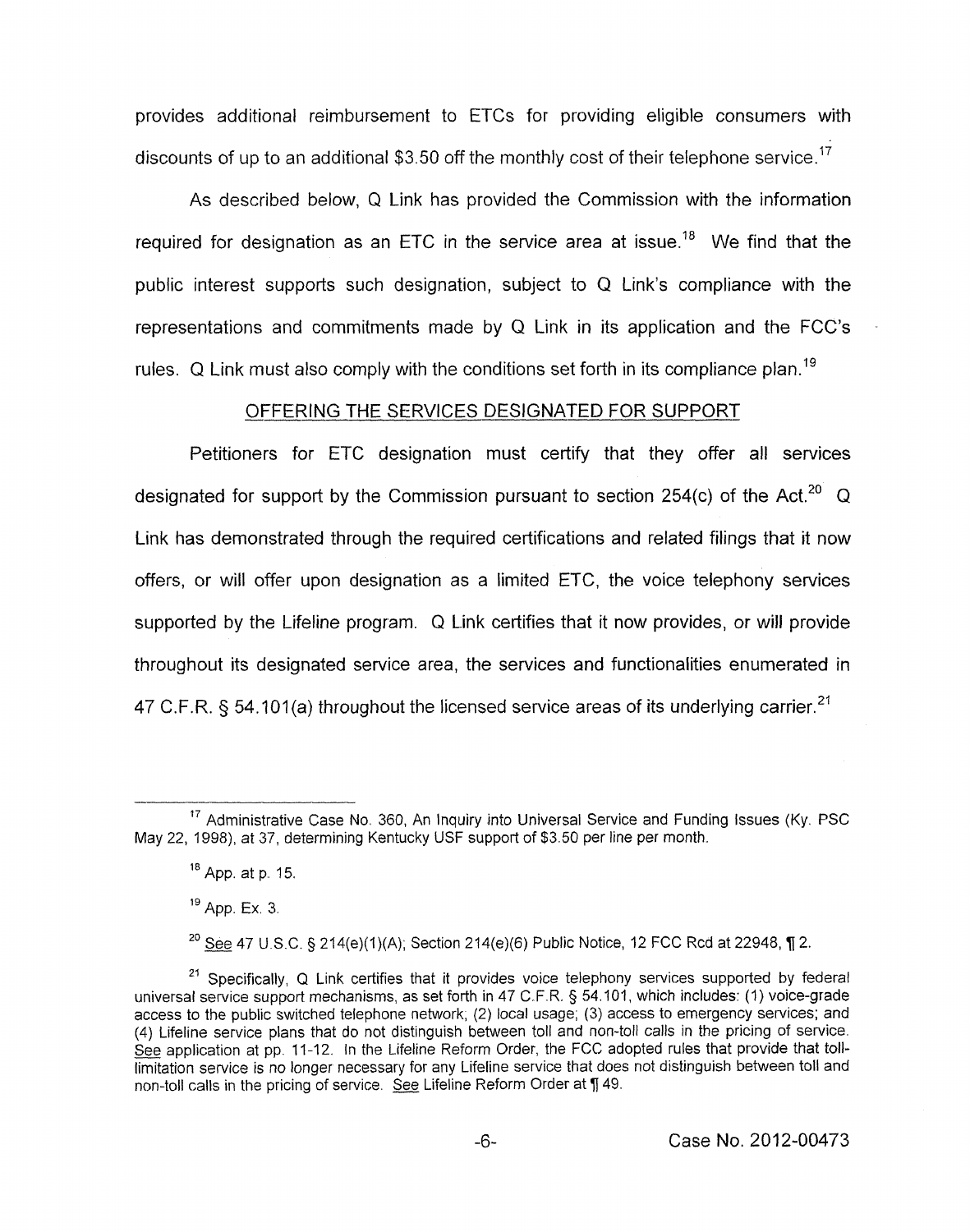provides additional reimbursement to ETCs for providing eligible consumers with discounts of up to an additional $3.50 off the monthly cost of their telephone service.[17]

As described below, Q Link has provided the Commission with the information required for designation as an ETC in the service area at issue.[18] We find that the public interest supports such designation, subject to Q Link's compliance with the representations and commitments made by Q Link in its application and the FCC's rules. Q Link must also comply with the conditions set forth in its compliance plan.[19]

## OFFERING THE SERVICES DESIGNATED FOR SUPPORT

Petitioners for ETC designation must certify that they offer all services designated for support by the Commission pursuant to section 254(c) of the Act.[20] Q Link has demonstrated through the required certifications and related filings that it now offers, or will offer upon designation as a limited ETC, the voice telephony services supported by the Lifeline program. Q Link certifies that it now provides, or will provide throughout its designated service area, the services and functionalities enumerated in 47 C.F.R. § 54.101(a) throughout the licensed service areas of its underlying carrier.[21]

---

[17] Administrative Case No. 360, An Inquiry into Universal Service and Funding Issues (Ky. PSC May 22, 1998), at 37, determining Kentucky USF support of $3.50 per line per month.

[18] App. at p. 15.

[19] App. Ex. 3.

[20] See 47 U.S.C. § 214(e)(1)(A); Section 214(e)(6) Public Notice, 12 FCC Rcd at 22948, ¶ 2.

[21] Specifically, Q Link certifies that it provides voice telephony services supported by federal universal service support mechanisms, as set forth in 47 C.F.R. § 54.101, which includes: (1) voice-grade access to the public switched telephone network; (2) local usage; (3) access to emergency services; and (4) Lifeline service plans that do not distinguish between toll and non-toll calls in the pricing of service. See application at pp. 11-12. In the Lifeline Reform Order, the FCC adopted rules that provide that toll-limitation service is no longer necessary for any Lifeline service that does not distinguish between toll and non-toll calls in the pricing of service. See Lifeline Reform Order at ¶ 49.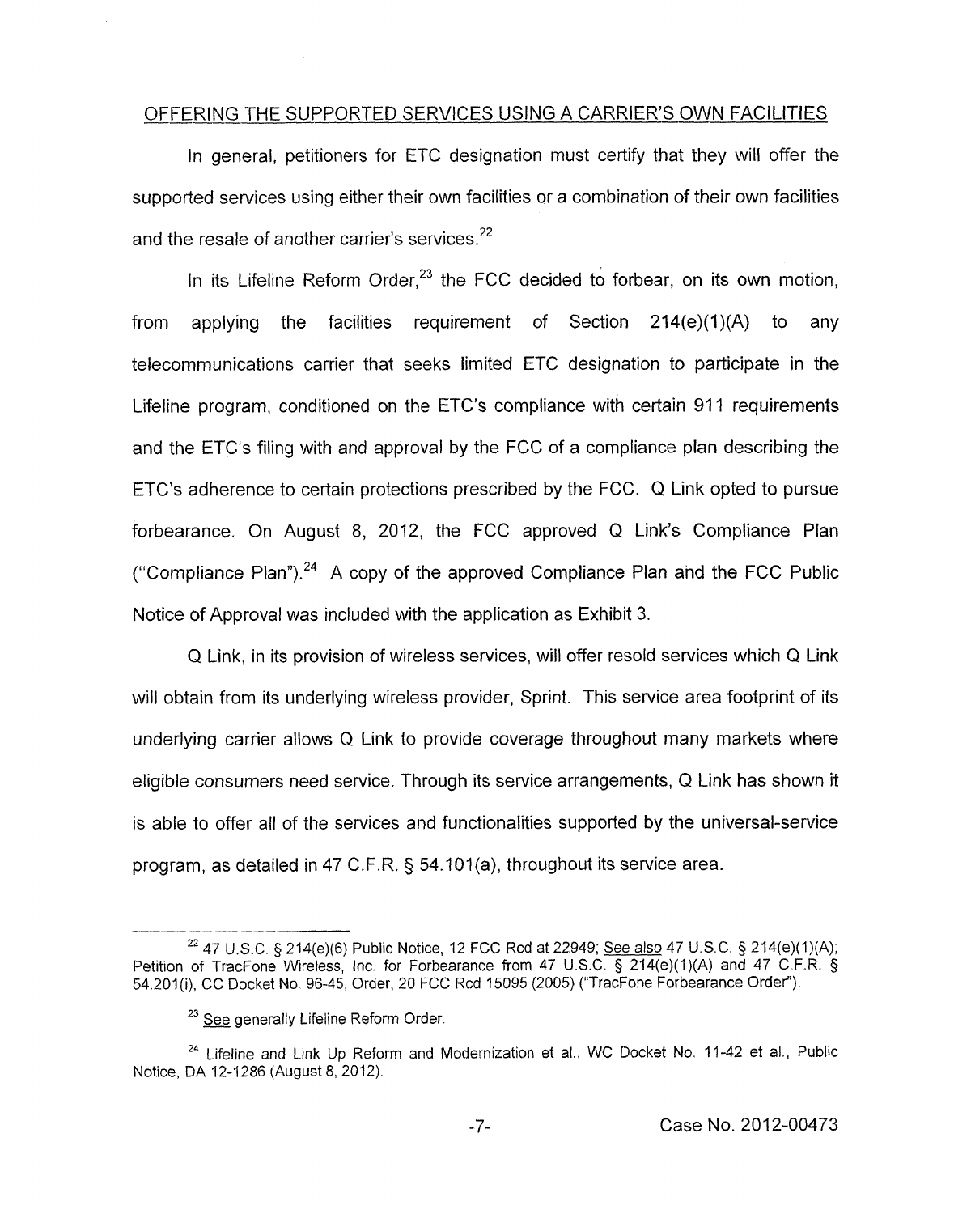## OFFERING THE SUPPORTED SERVICES USING A CARRIER'S OWN FACILITIES

In general, petitioners for ETC designation must certify that they will offer the supported services using either their own facilities or a combination of their own facilities and the resale of another carrier's services.[22]

In its Lifeline Reform Order,[23] the FCC decided to forbear, on its own motion, from applying the facilities requirement of Section 214(e)(1)(A) to any telecommunications carrier that seeks limited ETC designation to participate in the Lifeline program, conditioned on the ETC's compliance with certain 911 requirements and the ETC's filing with and approval by the FCC of a compliance plan describing the ETC's adherence to certain protections prescribed by the FCC. Q Link opted to pursue forbearance. On August 8, 2012, the FCC approved Q Link's Compliance Plan ("Compliance Plan").[24] A copy of the approved Compliance Plan and the FCC Public Notice of Approval was included with the application as Exhibit 3.

Q Link, in its provision of wireless services, will offer resold services which Q Link will obtain from its underlying wireless provider, Sprint. This service area footprint of its underlying carrier allows Q Link to provide coverage throughout many markets where eligible consumers need service. Through its service arrangements, Q Link has shown it is able to offer all of the services and functionalities supported by the universal-service program, as detailed in 47 C.F.R. § 54.101(a), throughout its service area.

---

[22] 47 U.S.C. § 214(e)(6) Public Notice, 12 FCC Rcd at 22949; See also 47 U.S.C. § 214(e)(1)(A); Petition of TracFone Wireless, Inc. for Forbearance from 47 U.S.C. § 214(e)(1)(A) and 47 C.F.R. § 54.201(i), CC Docket No. 96-45, Order, 20 FCC Rcd 15095 (2005) ("TracFone Forbearance Order").

[23] See generally Lifeline Reform Order.

[24] Lifeline and Link Up Reform and Modernization et al., WC Docket No. 11-42 et al., Public Notice, DA 12-1286 (August 8, 2012).

Case No. 2012-00473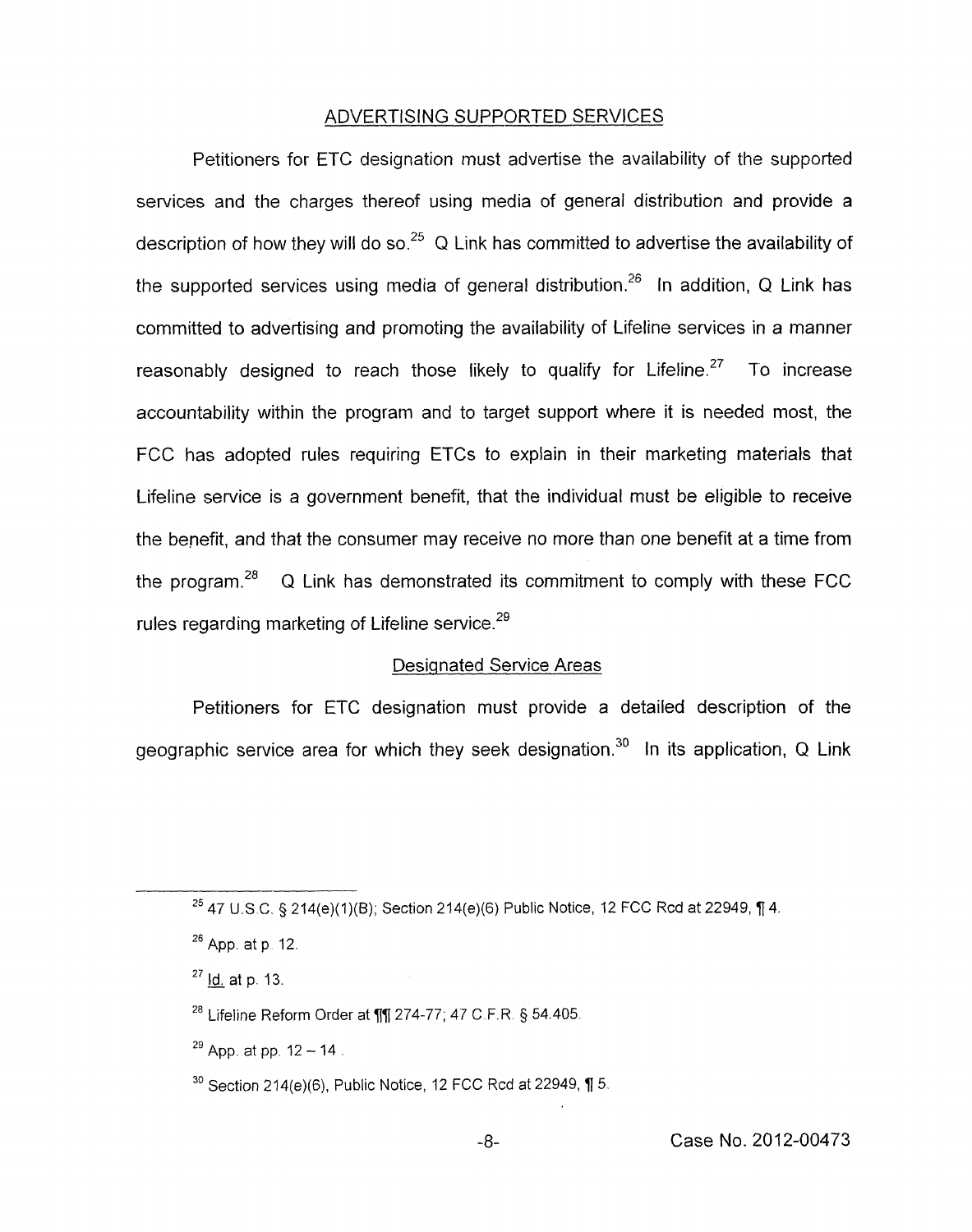## ADVERTISING SUPPORTED SERVICES

Petitioners for ETC designation must advertise the availability of the supported services and the charges thereof using media of general distribution and provide a description of how they will do so.[25] Q Link has committed to advertise the availability of the supported services using media of general distribution.[26] In addition, Q Link has committed to advertising and promoting the availability of Lifeline services in a manner reasonably designed to reach those likely to qualify for Lifeline.[27] To increase accountability within the program and to target support where it is needed most, the FCC has adopted rules requiring ETCs to explain in their marketing materials that Lifeline service is a government benefit, that the individual must be eligible to receive the benefit, and that the consumer may receive no more than one benefit at a time from the program.[28] Q Link has demonstrated its commitment to comply with these FCC rules regarding marketing of Lifeline service.[29]

### Designated Service Areas

Petitioners for ETC designation must provide a detailed description of the geographic service area for which they seek designation.[30] In its application, Q Link

---

[25] 47 U.S.C. § 214(e)(1)(B); Section 214(e)(6) Public Notice, 12 FCC Rcd at 22949, ¶ 4.

[26] App. at p. 12.

[27] Id. at p. 13.

[28] Lifeline Reform Order at ¶¶ 274-77; 47 C.F.R. § 54.405.

[29] App. at pp. 12 – 14.

[30] Section 214(e)(6), Public Notice, 12 FCC Rcd at 22949, ¶ 5.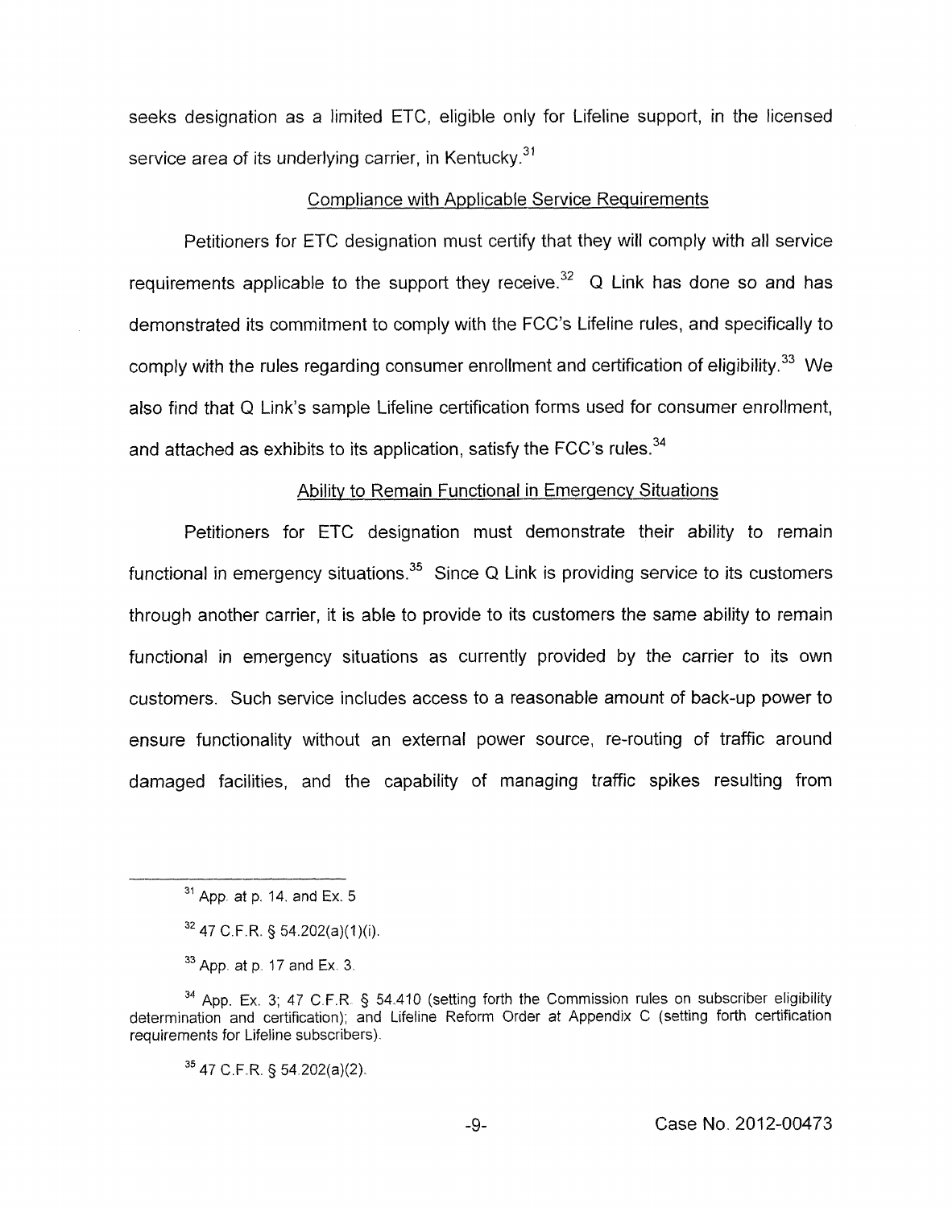seeks designation as a limited ETC, eligible only for Lifeline support, in the licensed service area of its underlying carrier, in Kentucky.[31]

Compliance with Applicable Service Requirements

Petitioners for ETC designation must certify that they will comply with all service requirements applicable to the support they receive.[32] Q Link has done so and has demonstrated its commitment to comply with the FCC's Lifeline rules, and specifically to comply with the rules regarding consumer enrollment and certification of eligibility.[33] We also find that Q Link's sample Lifeline certification forms used for consumer enrollment, and attached as exhibits to its application, satisfy the FCC's rules.[34]

Ability to Remain Functional in Emergency Situations

Petitioners for ETC designation must demonstrate their ability to remain functional in emergency situations.[35] Since Q Link is providing service to its customers through another carrier, it is able to provide to its customers the same ability to remain functional in emergency situations as currently provided by the carrier to its own customers. Such service includes access to a reasonable amount of back-up power to ensure functionality without an external power source, re-routing of traffic around damaged facilities, and the capability of managing traffic spikes resulting from

---

[31] App. at p. 14. and Ex. 5

[32] 47 C.F.R. § 54.202(a)(1)(i).

[33] App. at p. 17 and Ex. 3.

[34] App. Ex. 3; 47 C.F.R. § 54.410 (setting forth the Commission rules on subscriber eligibility determination and certification); and Lifeline Reform Order at Appendix C (setting forth certification requirements for Lifeline subscribers).

[35] 47 C.F.R. § 54.202(a)(2).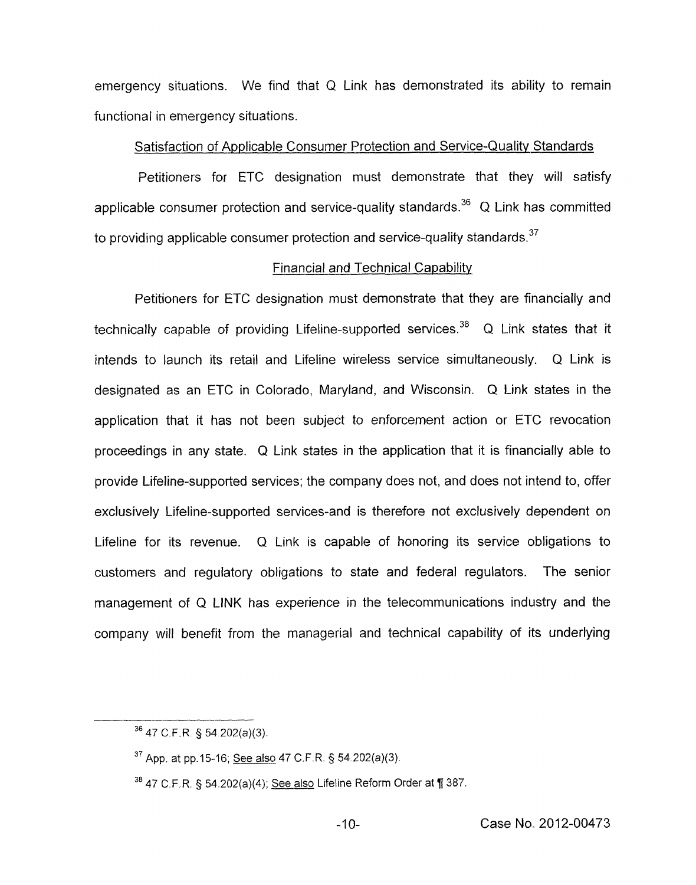emergency situations. We find that Q Link has demonstrated its ability to remain functional in emergency situations.

Satisfaction of Applicable Consumer Protection and Service-Quality Standards

Petitioners for ETC designation must demonstrate that they will satisfy applicable consumer protection and service-quality standards.[36] Q Link has committed to providing applicable consumer protection and service-quality standards.[37]

Financial and Technical Capability

Petitioners for ETC designation must demonstrate that they are financially and technically capable of providing Lifeline-supported services.[38] Q Link states that it intends to launch its retail and Lifeline wireless service simultaneously. Q Link is designated as an ETC in Colorado, Maryland, and Wisconsin. Q Link states in the application that it has not been subject to enforcement action or ETC revocation proceedings in any state. Q Link states in the application that it is financially able to provide Lifeline-supported services; the company does not, and does not intend to, offer exclusively Lifeline-supported services-and is therefore not exclusively dependent on Lifeline for its revenue. Q Link is capable of honoring its service obligations to customers and regulatory obligations to state and federal regulators. The senior management of Q LINK has experience in the telecommunications industry and the company will benefit from the managerial and technical capability of its underlying

---

[36] 47 C.F.R. § 54.202(a)(3).

[37] App. at pp.15-16; See also 47 C.F.R. § 54.202(a)(3).

[38] 47 C.F.R. § 54.202(a)(4); See also Lifeline Reform Order at ¶ 387.

Case No. 2012-00473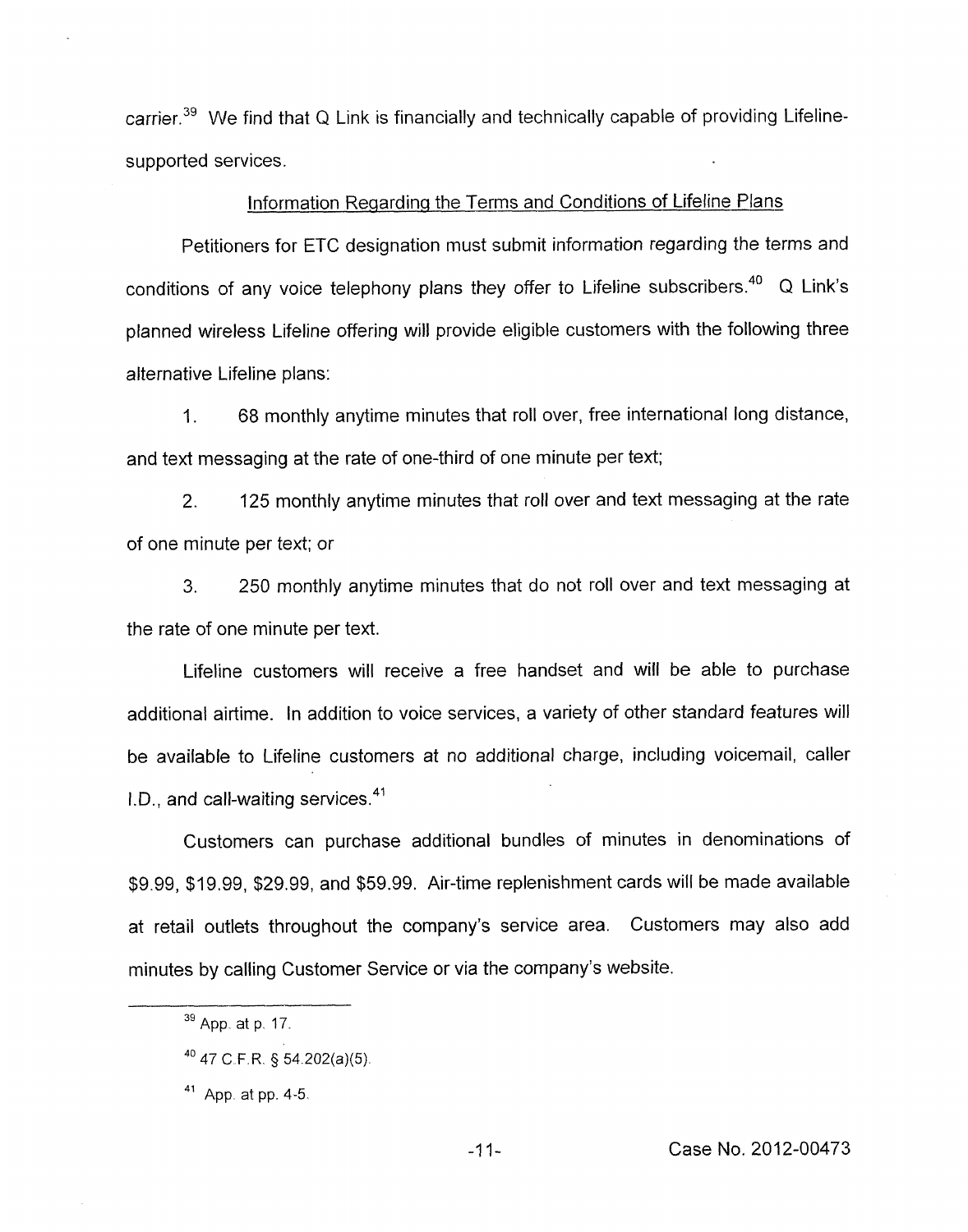carrier.[39] We find that Q Link is financially and technically capable of providing Lifeline-supported services.

Information Regarding the Terms and Conditions of Lifeline Plans

Petitioners for ETC designation must submit information regarding the terms and conditions of any voice telephony plans they offer to Lifeline subscribers.[40] Q Link's planned wireless Lifeline offering will provide eligible customers with the following three alternative Lifeline plans:

1. 68 monthly anytime minutes that roll over, free international long distance, and text messaging at the rate of one-third of one minute per text;

2. 125 monthly anytime minutes that roll over and text messaging at the rate of one minute per text; or

3. 250 monthly anytime minutes that do not roll over and text messaging at the rate of one minute per text.

Lifeline customers will receive a free handset and will be able to purchase additional airtime. In addition to voice services, a variety of other standard features will be available to Lifeline customers at no additional charge, including voicemail, caller I.D., and call-waiting services.[41]

Customers can purchase additional bundles of minutes in denominations of $9.99, $19.99, $29.99, and $59.99. Air-time replenishment cards will be made available at retail outlets throughout the company's service area. Customers may also add minutes by calling Customer Service or via the company's website.

---

[39] App. at p. 17.

[40] 47 C.F.R. § 54.202(a)(5).

[41] App. at pp. 4-5.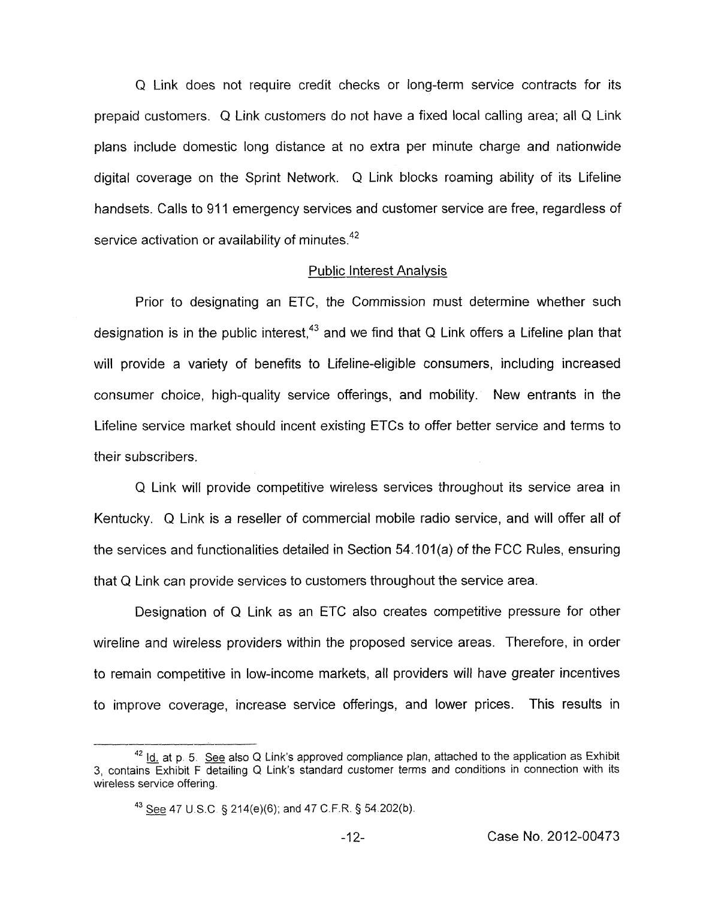Q Link does not require credit checks or long-term service contracts for its prepaid customers. Q Link customers do not have a fixed local calling area; all Q Link plans include domestic long distance at no extra per minute charge and nationwide digital coverage on the Sprint Network. Q Link blocks roaming ability of its Lifeline handsets. Calls to 911 emergency services and customer service are free, regardless of service activation or availability of minutes.[42]

## Public Interest Analysis

Prior to designating an ETC, the Commission must determine whether such designation is in the public interest,[43] and we find that Q Link offers a Lifeline plan that will provide a variety of benefits to Lifeline-eligible consumers, including increased consumer choice, high-quality service offerings, and mobility. New entrants in the Lifeline service market should incent existing ETCs to offer better service and terms to their subscribers.

Q Link will provide competitive wireless services throughout its service area in Kentucky. Q Link is a reseller of commercial mobile radio service, and will offer all of the services and functionalities detailed in Section 54.101(a) of the FCC Rules, ensuring that Q Link can provide services to customers throughout the service area.

Designation of Q Link as an ETC also creates competitive pressure for other wireline and wireless providers within the proposed service areas. Therefore, in order to remain competitive in low-income markets, all providers will have greater incentives to improve coverage, increase service offerings, and lower prices. This results in

---

[42] Id. at p. 5. See also Q Link's approved compliance plan, attached to the application as Exhibit 3, contains Exhibit F detailing Q Link's standard customer terms and conditions in connection with its wireless service offering.

[43] See 47 U.S.C § 214(e)(6); and 47 C.F.R. § 54.202(b).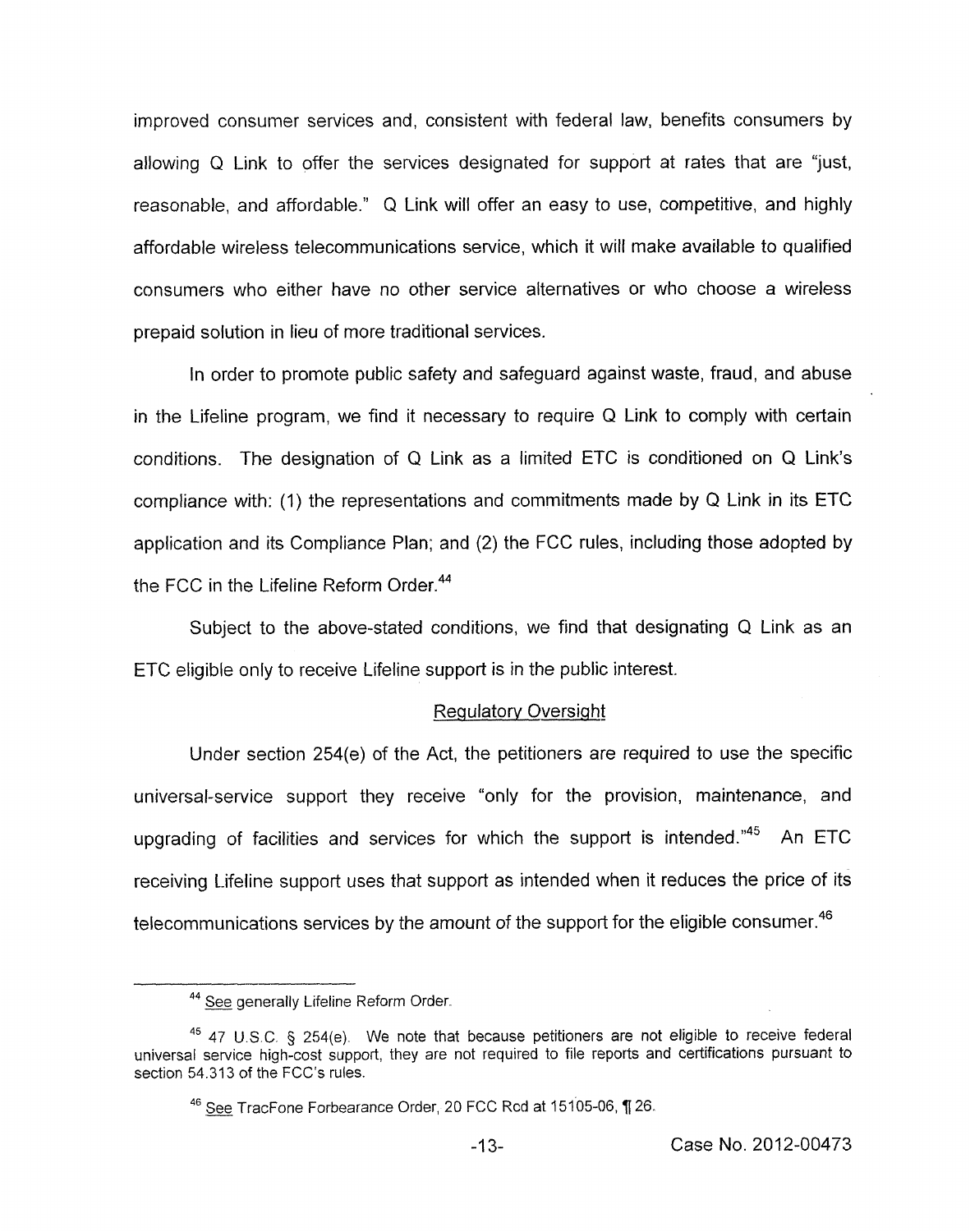improved consumer services and, consistent with federal law, benefits consumers by allowing Q Link to offer the services designated for support at rates that are "just, reasonable, and affordable." Q Link will offer an easy to use, competitive, and highly affordable wireless telecommunications service, which it will make available to qualified consumers who either have no other service alternatives or who choose a wireless prepaid solution in lieu of more traditional services.

In order to promote public safety and safeguard against waste, fraud, and abuse in the Lifeline program, we find it necessary to require Q Link to comply with certain conditions. The designation of Q Link as a limited ETC is conditioned on Q Link's compliance with: (1) the representations and commitments made by Q Link in its ETC application and its Compliance Plan; and (2) the FCC rules, including those adopted by the FCC in the Lifeline Reform Order.[44]

Subject to the above-stated conditions, we find that designating Q Link as an ETC eligible only to receive Lifeline support is in the public interest.

Regulatory Oversight

Under section 254(e) of the Act, the petitioners are required to use the specific universal-service support they receive "only for the provision, maintenance, and upgrading of facilities and services for which the support is intended."[45] An ETC receiving Lifeline support uses that support as intended when it reduces the price of its telecommunications services by the amount of the support for the eligible consumer.[46]

---

[44] See generally Lifeline Reform Order.

[45] 47 U.S.C. § 254(e). We note that because petitioners are not eligible to receive federal universal service high-cost support, they are not required to file reports and certifications pursuant to section 54.313 of the FCC's rules.

[46] See TracFone Forbearance Order, 20 FCC Rcd at 15105-06, ¶ 26.

Case No. 2012-00473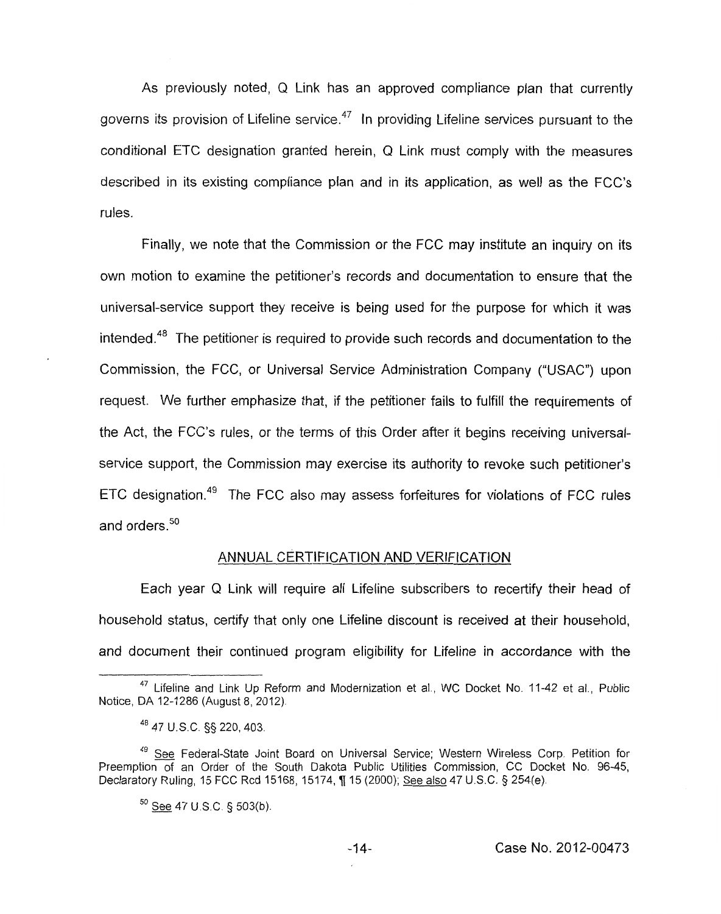As previously noted, Q Link has an approved compliance plan that currently governs its provision of Lifeline service.[47] In providing Lifeline services pursuant to the conditional ETC designation granted herein, Q Link must comply with the measures described in its existing compliance plan and in its application, as well as the FCC's rules.

Finally, we note that the Commission or the FCC may institute an inquiry on its own motion to examine the petitioner's records and documentation to ensure that the universal-service support they receive is being used for the purpose for which it was intended.[48] The petitioner is required to provide such records and documentation to the Commission, the FCC, or Universal Service Administration Company ("USAC") upon request. We further emphasize that, if the petitioner fails to fulfill the requirements of the Act, the FCC's rules, or the terms of this Order after it begins receiving universal-service support, the Commission may exercise its authority to revoke such petitioner's ETC designation.[49] The FCC also may assess forfeitures for violations of FCC rules and orders.[50]

## ANNUAL CERTIFICATION AND VERIFICATION

Each year Q Link will require all Lifeline subscribers to recertify their head of household status, certify that only one Lifeline discount is received at their household, and document their continued program eligibility for Lifeline in accordance with the

---

[47] Lifeline and Link Up Reform and Modernization et al., WC Docket No. 11-42 et al., Public Notice, DA 12-1286 (August 8, 2012).

[48] 47 U.S.C. §§ 220, 403.

[49] See Federal-State Joint Board on Universal Service; Western Wireless Corp. Petition for Preemption of an Order of the South Dakota Public Utilities Commission, CC Docket No. 96-45, Declaratory Ruling, 15 FCC Rcd 15168, 15174, ¶ 15 (2000); See also 47 U.S.C. § 254(e).

[50] See 47 U.S.C. § 503(b).

Case No. 2012-00473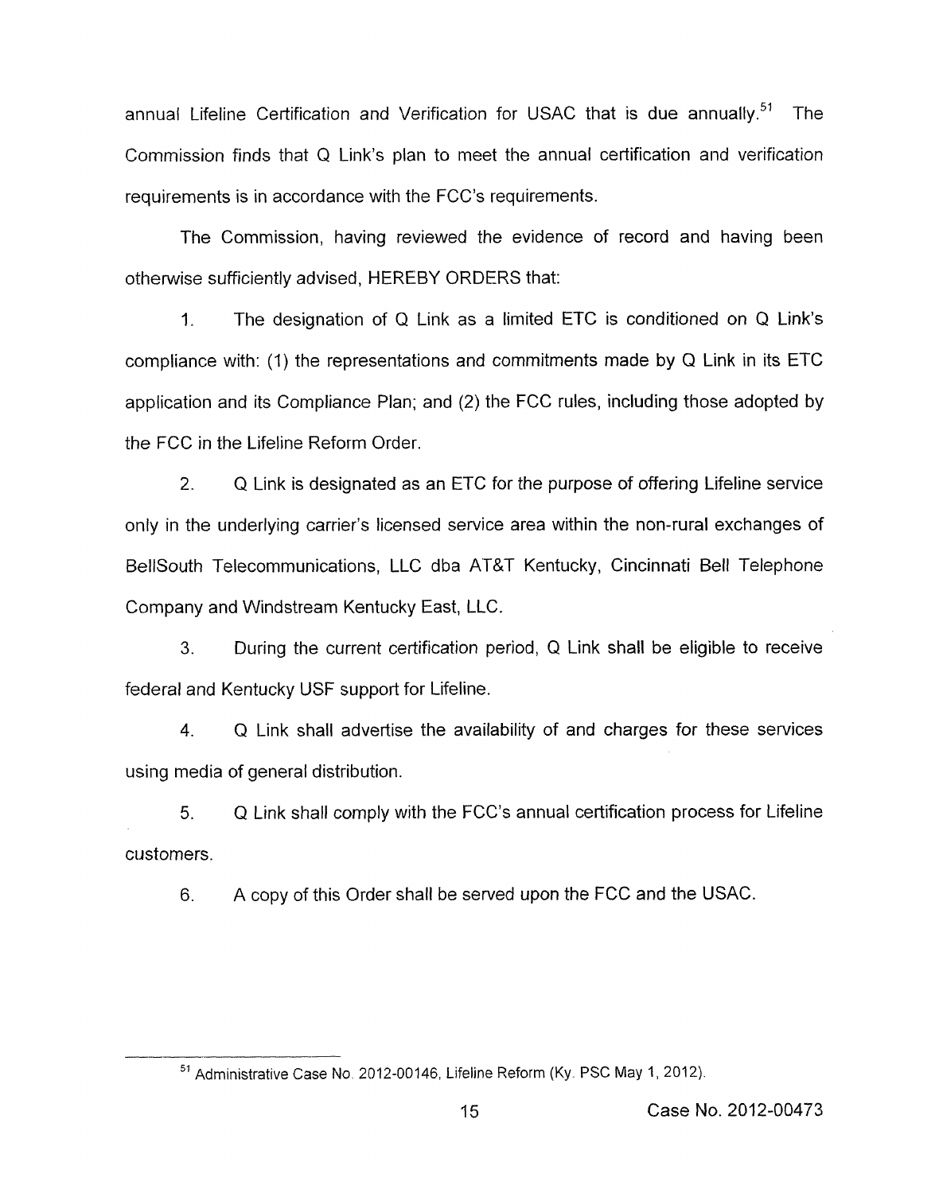annual Lifeline Certification and Verification for USAC that is due annually.[51] The Commission finds that Q Link's plan to meet the annual certification and verification requirements is in accordance with the FCC's requirements.

The Commission, having reviewed the evidence of record and having been otherwise sufficiently advised, HEREBY ORDERS that:

1. The designation of Q Link as a limited ETC is conditioned on Q Link's compliance with: (1) the representations and commitments made by Q Link in its ETC application and its Compliance Plan; and (2) the FCC rules, including those adopted by the FCC in the Lifeline Reform Order.

2. Q Link is designated as an ETC for the purpose of offering Lifeline service only in the underlying carrier's licensed service area within the non-rural exchanges of BellSouth Telecommunications, LLC dba AT&T Kentucky, Cincinnati Bell Telephone Company and Windstream Kentucky East, LLC.

3. During the current certification period, Q Link shall be eligible to receive federal and Kentucky USF support for Lifeline.

4. Q Link shall advertise the availability of and charges for these services using media of general distribution.

5. Q Link shall comply with the FCC's annual certification process for Lifeline customers.

6. A copy of this Order shall be served upon the FCC and the USAC.

---

[51] Administrative Case No. 2012-00146, Lifeline Reform (Ky. PSC May 1, 2012).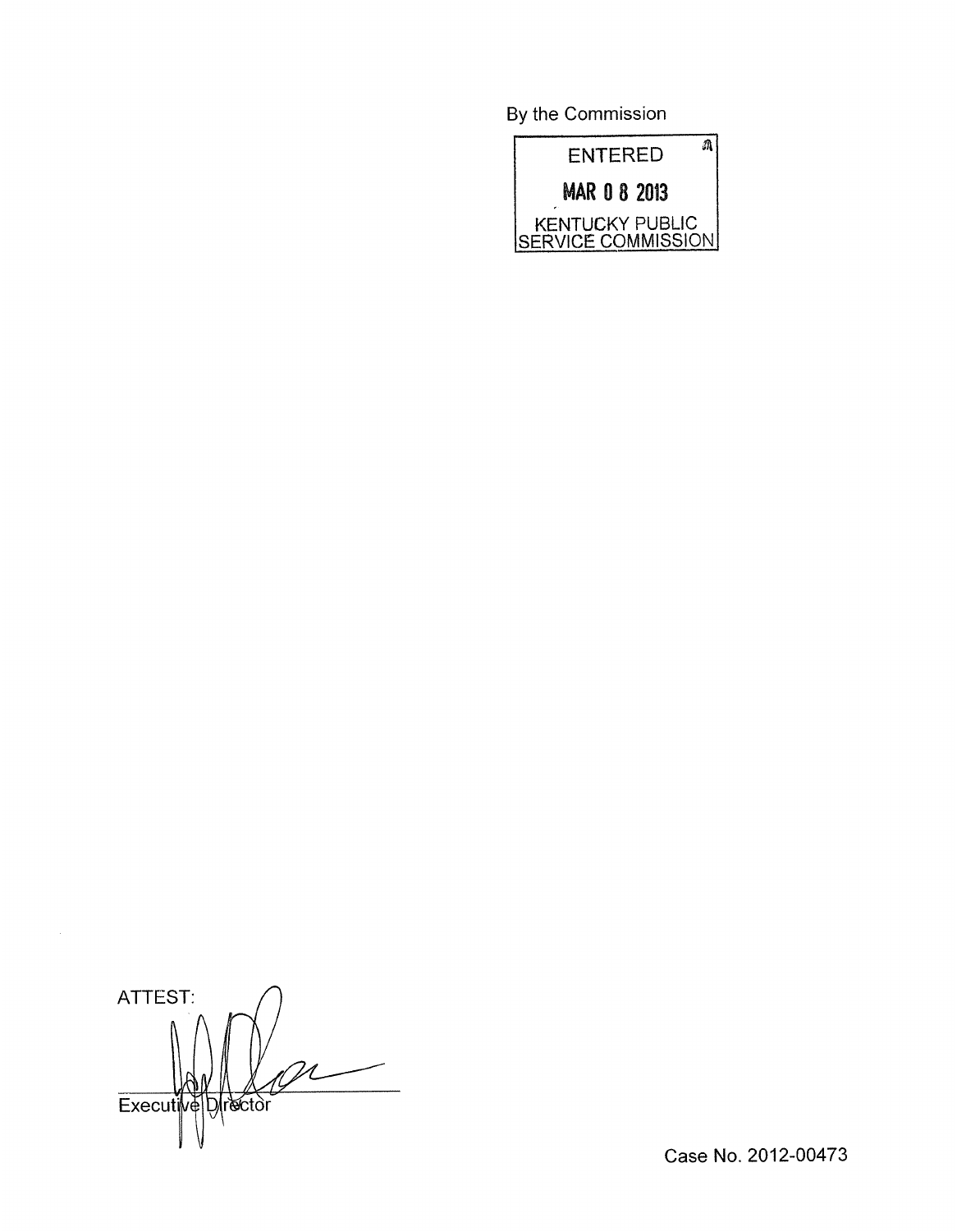By the Commission

ENTERED

MAR 08 2013

KENTUCKY PUBLIC SERVICE COMMISSION

ATTEST:

Executive Director

Case No. 2012-00473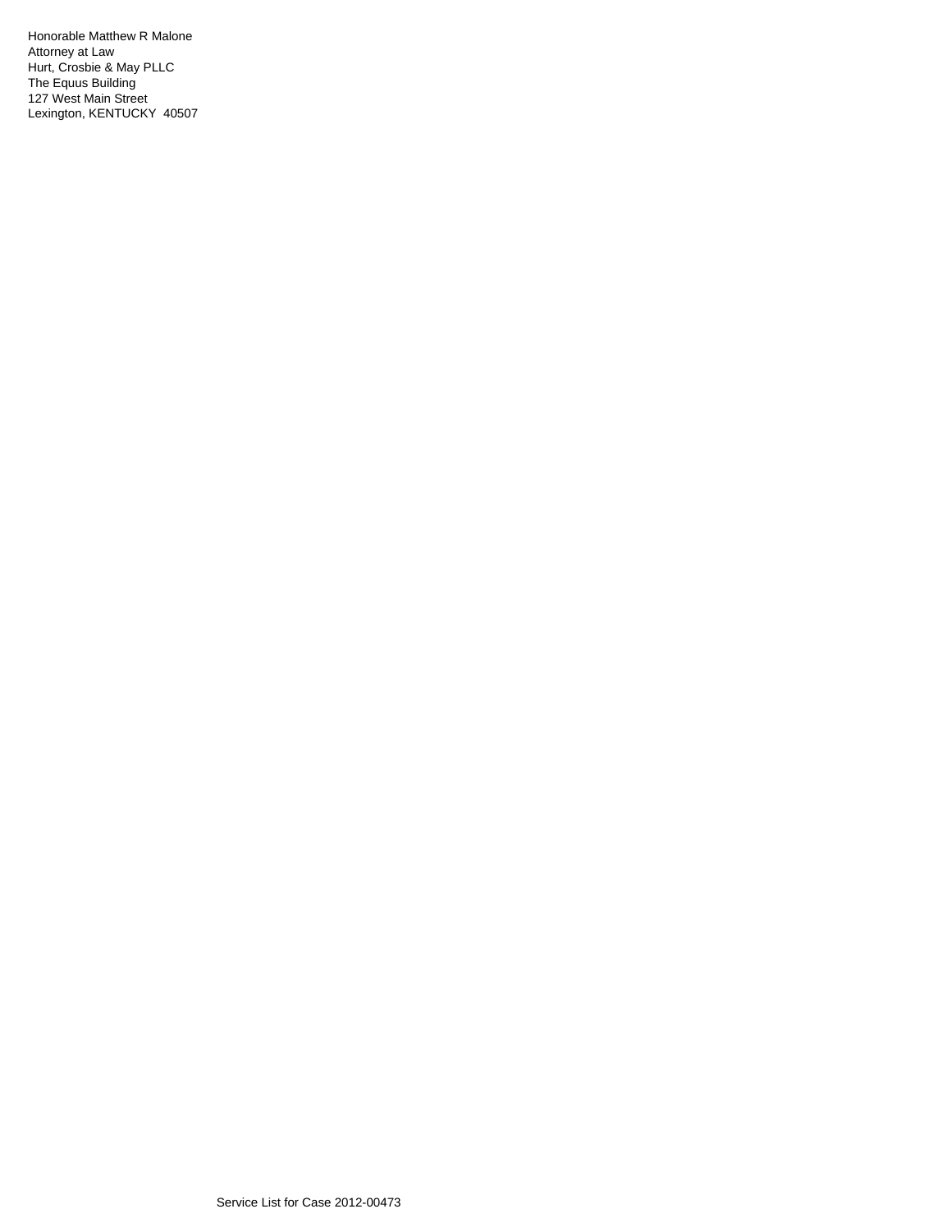Honorable Matthew R Malone
Attorney at Law
Hurt, Crosbie & May PLLC
The Equus Building
127 West Main Street
Lexington, KENTUCKY  40507

Service List for Case 2012-00473